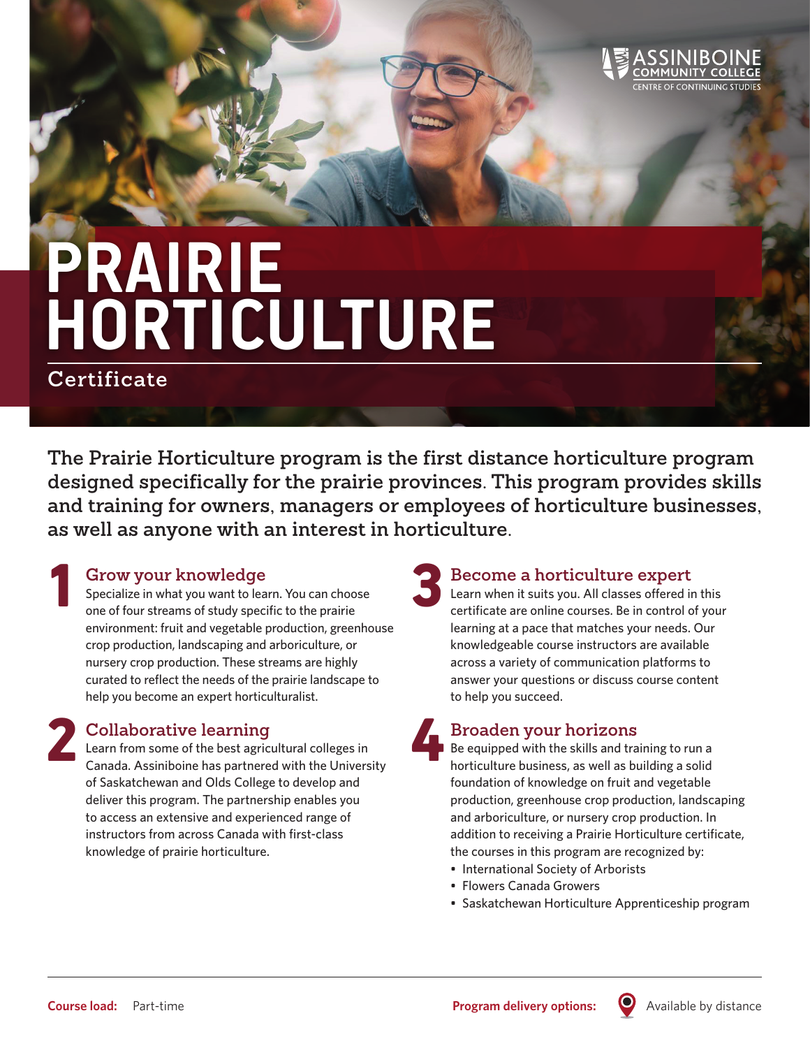Assiniboine Community College
Centre of Continuing Studies

# PRAIRIE HORTICULTURE

## Certificate

**The Prairie Horticulture program is the first distance horticulture program designed specifically for the prairie provinces. This program provides skills and training for owners, managers or employees of horticulture businesses, as well as anyone with an interest in horticulture.**

### 1 Grow your knowledge

Specialize in what you want to learn. You can choose one of four streams of study specific to the prairie environment: fruit and vegetable production, greenhouse crop production, landscaping and arboriculture, or nursery crop production. These streams are highly curated to reflect the needs of the prairie landscape to help you become an expert horticulturalist.

### 2 Collaborative learning

Learn from some of the best agricultural colleges in Canada. Assiniboine has partnered with the University of Saskatchewan and Olds College to develop and deliver this program. The partnership enables you to access an extensive and experienced range of instructors from across Canada with first-class knowledge of prairie horticulture.

### 3 Become a horticulture expert

Learn when it suits you. All classes offered in this certificate are online courses. Be in control of your learning at a pace that matches your needs. Our knowledgeable course instructors are available across a variety of communication platforms to answer your questions or discuss course content to help you succeed.

### 4 Broaden your horizons

Be equipped with the skills and training to run a horticulture business, as well as building a solid foundation of knowledge on fruit and vegetable production, greenhouse crop production, landscaping and arboriculture, or nursery crop production. In addition to receiving a Prairie Horticulture certificate, the courses in this program are recognized by:

- International Society of Arborists
- Flowers Canada Growers
- Saskatchewan Horticulture Apprenticeship program

**Course load:** Part-time

**Program delivery options:** Available by distance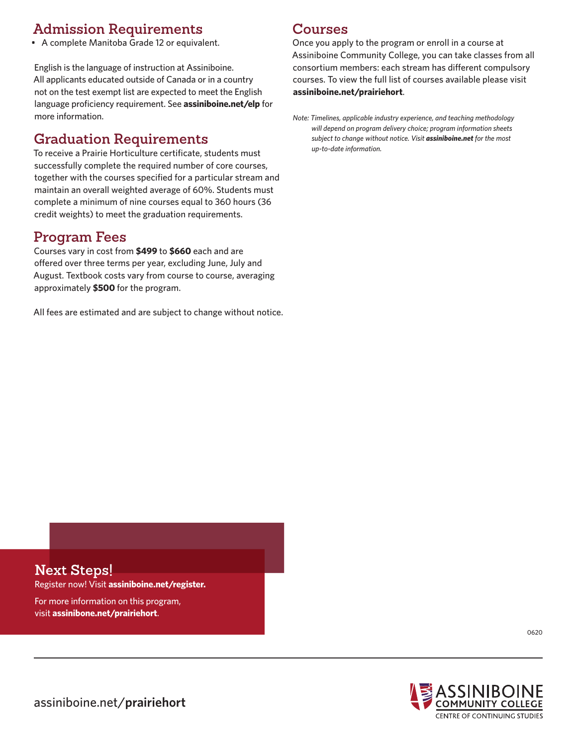## Admission Requirements

- A complete Manitoba Grade 12 or equivalent.

English is the language of instruction at Assiniboine. All applicants educated outside of Canada or in a country not on the test exempt list are expected to meet the English language proficiency requirement. See **assiniboine.net/elp** for more information.

## Graduation Requirements

To receive a Prairie Horticulture certificate, students must successfully complete the required number of core courses, together with the courses specified for a particular stream and maintain an overall weighted average of 60%. Students must complete a minimum of nine courses equal to 360 hours (36 credit weights) to meet the graduation requirements.

## Program Fees

Courses vary in cost from **$499** to **$660** each and are offered over three terms per year, excluding June, July and August. Textbook costs vary from course to course, averaging approximately **$500** for the program.

All fees are estimated and are subject to change without notice.

## Courses

Once you apply to the program or enroll in a course at Assiniboine Community College, you can take classes from all consortium members: each stream has different compulsory courses. To view the full list of courses available please visit **assiniboine.net/prairiehort**.

*Note: Timelines, applicable industry experience, and teaching methodology will depend on program delivery choice; program information sheets subject to change without notice. Visit* ***assiniboine.net*** *for the most up-to-date information.*

## Next Steps!

Register now! Visit **assiniboine.net/register.**

For more information on this program, visit **assinibone.net/prairiehort**.

0620

assiniboine.net/**prairiehort**

ASSINIBOINE COMMUNITY COLLEGE
CENTRE OF CONTINUING STUDIES